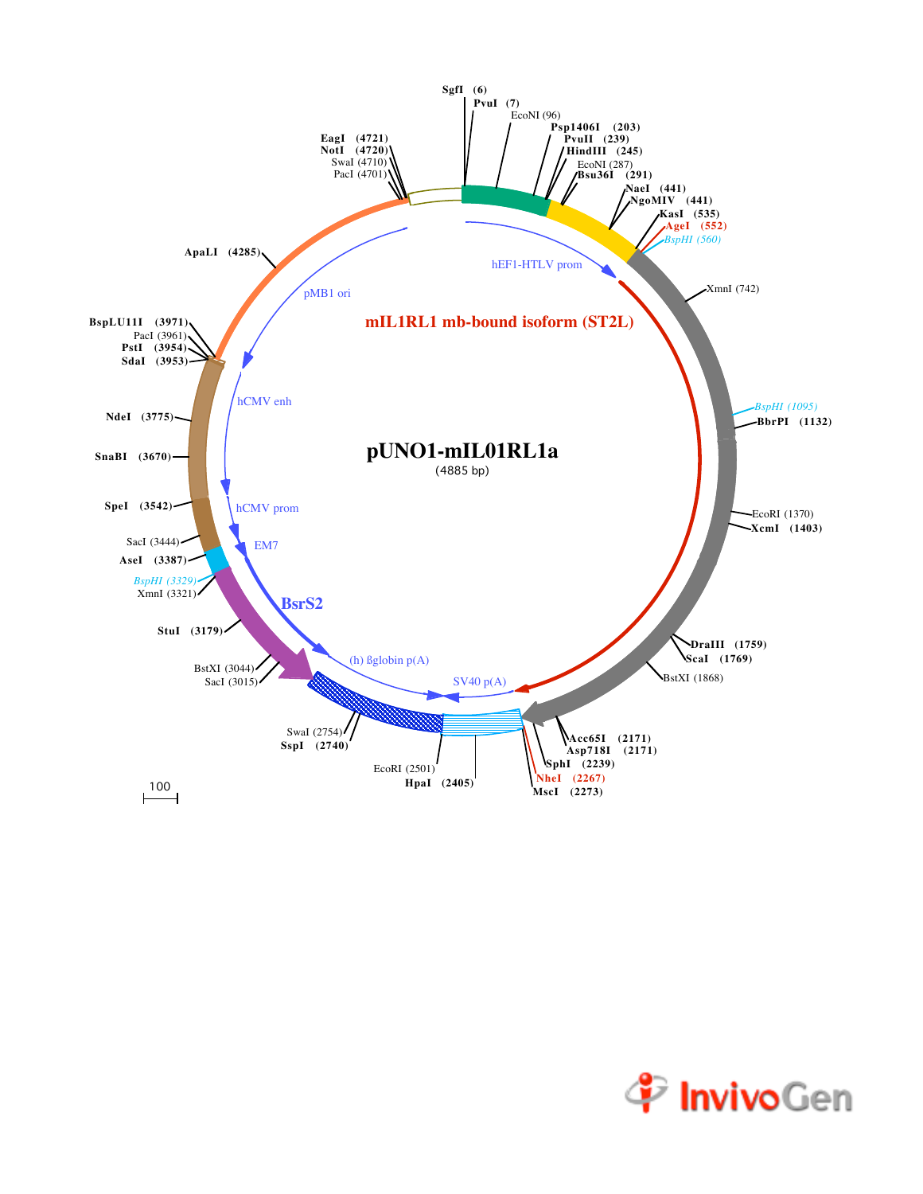# pUNO1-mIL01RL1a

(4885 bp)

mIL1RL1 mb-bound isoform (ST2L)

hEF1-HTLV prom

SV40 p(A)

(h) ßglobin p(A)

BsrS2

EM7

hCMV prom

hCMV enh

pMB1 ori

SgfI (6)
PvuI (7)
EcoNI (96)
Psp1406I (203)
PvuII (239)
HindIII (245)
EcoNI (287)
Bsu36I (291)
NaeI (441)
NgoMIV (441)
KasI (535)
AgeI (552)
BspHI (560)
XmnI (742)
BspHI (1095)
BbrPI (1132)
EcoRI (1370)
XcmI (1403)
DraIII (1759)
ScaI (1769)
BstXI (1868)
Acc65I (2171)
Asp718I (2171)
SphI (2239)
NheI (2267)
MscI (2273)
HpaI (2405)
EcoRI (2501)
SspI (2740)
SwaI (2754)
SacI (3015)
BstXI (3044)
StuI (3179)
XmnI (3321)
BspHI (3329)
AseI (3387)
SacI (3444)
SpeI (3542)
SnaBI (3670)
NdeI (3775)
SdaI (3953)
PstI (3954)
PacI (3961)
BspLU11I (3971)
ApaLI (4285)
PacI (4701)
SwaI (4710)
NotI (4720)
EagI (4721)

100

InvivoGen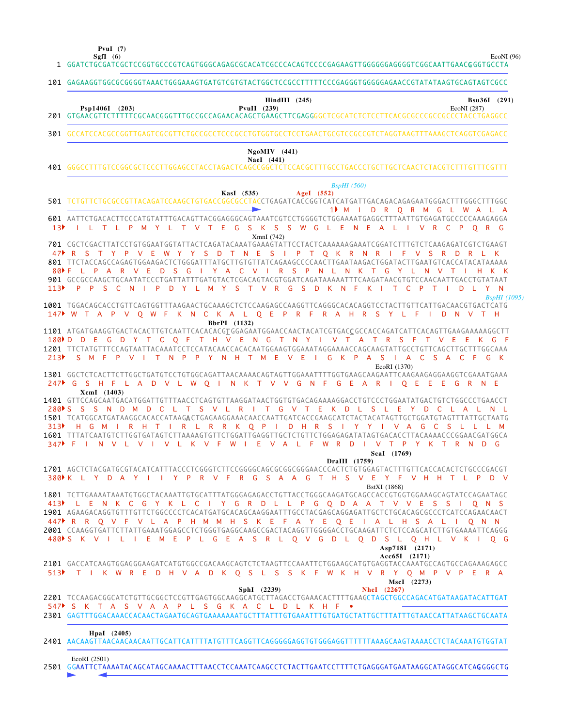```
                                PvuI (7)
                               SgfI (6)                                                                                EcoNI (96)
   1 GGATCTGCGATCGCTCCGGTGCCCGTCAGTGGGCAGAGCGCACATCGCCCACAGTCCCCGAGAAGTTGGGGGGAGGGGTCGGCAATTGAACGGGTGCCTA

 101 GAGAAGGTGGCGCGGGGTAAACTGGGAAAGTGATGTCGTGTACTGGCTCCGCCTTTTTCCCGAGGGTGGGGGAGAACCGTATATAAGTGCAGTAGTCGCC

                                                              HindIII (245)                                   Bsu36I (291)
       Psp1406I (203)                              PvuII (239)                                         EcoNI (287)
 201 GTGAACGTTCTTTTTCGCAACGGGTTTGCCGCCAGAACACAGCTGAAGCTTCGAGGGGCTCGCATCTCTCCTTCACGCGCCCGCCGCCCTACCTGAGGCC

 301 GCCATCCACGCCGGTTGAGTCGCGTTCTGCCGCCTCCCGCCTGTGGTGCCTCCTGAACTGCGTCCGCCGTCTAGGTAAGTTTAAAGCTCAGGTCGAGACC

                                                             NgoMIV (441)
                                                              NaeI (441)
 401 GGGCCTTTGTCCGGCGCTCCCTTGGAGCCTACCTAGACTCAGCCGGCTCTCCACGCTTTGCCTGACCCTGCTTGCTCAACTCTACGTCTTTGTTTCGTTT

                                                                                  BspHI (560)
                                                        KasI (535)              AgeI (552)
 501 TCTGTTCTGCGCCGTTACAGATCCAAGCTGTGACCGGCGCCTACCTGAGATCACCGGTCATCATGATTGACAGACAGAGAATGGGACTTTGGGCTTTGGC
                                                                                1▸ M  I  D  R  Q  R  M  G  L  W  A  L  A
 601 AATTCTGACACTTCCCATGTATTTGACAGTTACGGAGGGCAGTAAATCGTCCTGGGGTCTGGAAAATGAGGCTTTAATTGTGAGATGCCCCCAAAGAGGA
 13▸  I  L  T  L  P  M  Y  L  T  V  T  E  G  S  K  S  S  W  G  L  E  N  E  A  L  I  V  R  C  P  Q  R  G
                                                                     XmnI (742)
 701 CGCTCGACTTATCCTGTGGAATGGTATTACTCAGATACAAATGAAAGTATTCCTACTCAAAAAAGAAATCGGATCTTTGTCTCAAGAGATCGTCTGAAGT
 47▸ R  S  T  Y  P  V  E  W  Y  Y  S  D  T  N  E  S  I  P  T  Q  K  R  N  R  I  F  V  S  R  D  R  L  K
 801 TTCTACCAGCCAGAGTGGAAGACTCTGGGATTTATGCTTGTGTTATCAGAAGCCCCAACTTGAATAAGACTGGATACTTGAATGTCACCATACATAAAAA
 80▸F  L  P  A  R  V  E  D  S  G  I  Y  A  C  V  I  R  S  P  N  L  N  K  T  G  Y  L  N  V  T  I  H  K  K
 901 GCCGCCAAGCTGCAATATCCCTGATTATTTGATGTACTCGACAGTACGTGGATCAGATAAAAATTTCAAGATAACGTGTCCAACAATTGACCTGTATAAT
113▸  P  P  S  C  N  I  P  D  Y  L  M  Y  S  T  V  R  G  S  D  K  N  F  K  I  T  C  P  T  I  D  L  Y  N
                                                                                                        BspHI (1095)
1001 TGGACAGCACCTGTTCAGTGGTTTAAGAACTGCAAAGCTCTCCAAGAGCCAAGGTTCAGGGCACACAGGTCCTACTTGTTCATTGACAACGTGACTCATG
147▸ W  T  A  P  V  Q  W  F  K  N  C  K  A  L  Q  E  P  R  F  R  A  H  R  S  Y  L  F  I  D  N  V  T  H
                                  BbrPI (1132)
1101 ATGATGAAGGTGACTACACTTGTCAATTCACACACGTGGAGAATGGAACCAACTACATCGTGACCGCCACCAGATCATTCACAGTTGAAGAAAAAGGCTT
180▸D  D  E  G  D  Y  T  C  Q  F  T  H  V  E  N  G  T  N  Y  I  V  T  A  T  R  S  F  T  V  E  E  K  G  F
1201 TTCTATGTTTCCAGTAATTACAAATCCTCCATACAACCACACAATGGAAGTGGAAATAGGAAAACCAGCAAGTATTGCCTGTTCAGCTTGCTTTGGCAAA
213▸  S  M  F  P  V  I  T  N  P  P  Y  N  H  T  M  E  V  E  I  G  K  P  A  S  I  A  C  S  A  C  F  G  K
                                                                                   EcoRI (1370)
1301 GGCTCTCACTTCTTGGCTGATGTCCTGTGGCAGATTAACAAAACAGTAGTTGGAAATTTTGGTGAAGCAAGAATTCAAGAAGAGGAAGGTCGAAATGAAA
247▸ G  S  H  F  L  A  D  V  L  W  Q  I  N  K  T  V  V  G  N  F  G  E  A  R  I  Q  E  E  E  G  R  N  E
       XcmI (1403)
1401 GTTCCAGCAATGACATGGATTGTTTAACCTCAGTGTTAAGGATAACTGGTGTGACAGAAAAGGACCTGTCCCTGGAATATGACTGTCTGGCCCTGAACCT
280▸S  S  S  N  D  M  D  C  L  T  S  V  L  R  I  T  G  V  T  E  K  D  L  S  L  E  Y  D  C  L  A  L  N  L
1501 TCATGGCATGATAAGGCACACCATAAGACTGAGAAGGAAACAACCAATTGATCACCGAAGCATCTACTACATAGTTGCTGGATGTAGTTTATTGCTAATG
313▸  H  G  M  I  R  H  T  I  R  L  R  R  K  Q  P  I  D  H  R  S  I  Y  Y  I  V  A  G  C  S  L  L  L  M
1601 TTTATCAATGTCTTGGTGATAGTCTTAAAAGTGTTCTGGATTGAGGTTGCTCTGTTCTGGAGAGATATAGTGACACCTTACAAAACCCGGAACGATGGCA
347▸ F  I  N  V  L  V  I  V  L  K  V  F  W  I  E  V  A  L  F  W  R  D  I  V  T  P  Y  K  T  R  N  D  G
                                                                                     ScaI (1769)
                                                                         DraIII (1759)
1701 AGCTCTACGATGCGTACATCATTTACCCTCGGGTCTTCCGGGGCAGCGCGGCGGGAACCCACTCTGTGGAGTACTTTGTTCACCACACTCTGCCCGACGT
380▸K  L  Y  D  A  Y  I  I  Y  P  R  V  F  R  G  S  A  A  G  T  H  S  V  E  Y  F  V  H  H  T  L  P  D  V
                                                                                  BstXI (1868)
1801 TCTTGAAAATAAATGTGGCTACAAATTGTGCATTTATGGGAGAGACCTGTTACCTGGGCAAGATGCAGCCACCGTGGTGGAAAGCAGTATCCAGAATAGC
413▸  L  E  N  K  C  G  Y  K  L  C  I  Y  G  R  D  L  L  P  G  Q  D  A  A  T  V  V  E  S  S  I  Q  N  S
1901 AGAAGACAGGTGTTTGTTCTGGCCCCTCACATGATGCACAGCAAGGAATTTGCCTACGAGCAGGAGATTGCTCTGCACAGCGCCCTCATCCAGAACAACT
447▸ R  R  Q  V  F  V  L  A  P  H  M  M  H  S  K  E  F  A  Y  E  Q  E  I  A  L  H  S  A  L  I  Q  N  N
2001 CCAAGGTGATTCTTATTGAAATGGAGCCTCTGGGTGAGGCAAGCCGACTACAGGTTGGGGACCTGCAAGATTCTCTCCAGCATCTTGTGAAAATTCAGGG
480▸S  K  V  I  L  I  E  M  E  P  L  G  E  A  S  R  L  Q  V  G  D  L  Q  D  S  L  Q  H  L  V  K  I  Q  G
                                                                                  Asp718I (2171)
                                                                                  Acc65I (2171)
2101 GACCATCAAGTGGAGGGAAGATCATGTGGCCGACAAGCAGTCTCTAAGTTCCAAATTCTGGAAGCATGTGAGGTACCAAATGCCAGTGCCAGAAAGAGCC
513▸  T  I  K  W  R  E  D  H  V  A  D  K  Q  S  L  S  S  K  F  W  K  H  V  R  Y  Q  M  P  V  P  E  R  A
                                                                                     MscI (2273)
                                                  SphI (2239)            NheI (2267)
2201 TCCAAGACGGCATCTGTTGCGGCTCCGTTGAGTGGCAAGGCATGCTTAGACCTGAAACACTTTTGAAGCTAGCTGGCCAGACATGATAAGATACATTGAT
547▸ S  K  T  A  S  V  A  A  P  L  S  G  K  A  C  L  D  L  K  H  F  •
2301 GAGTTTGGACAAACCACAACTAGAATGCAGTGAAAAAAATGCTTTATTTGTGAAATTTGTGATGCTATTGCTTTATTTGTAACCATTATAAGCTGCAATA

       HpaI (2405)
2401 AACAAGTTAACAACAACAATTGCATTCATTTTATGTTTCAGGTTCAGGGGGAGGTGTGGGAGGTTTTTTAAAGCAAGTAAAACCTCTACAAATGTGGTAT

    EcoRI (2501)
2501 GGAATTCTAAAATACAGCATAGCAAAACTTTAACCTCCAAATCAAGCCTCTACTTGAATCCTTTTCTGAGGGATGAATAAGGCATAGGCATCAGGGGCTG
```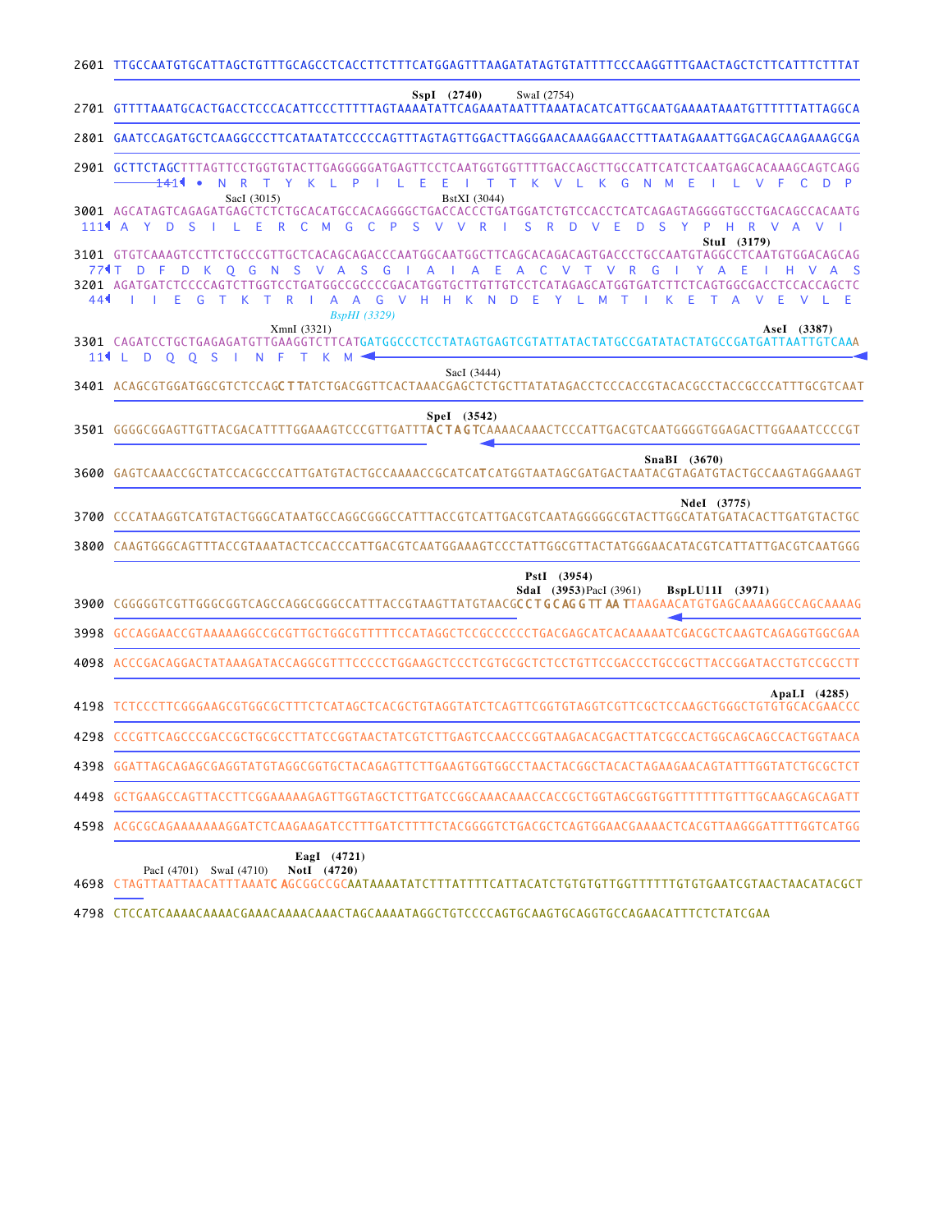```
2601 TTGCCAATGTGCATTAGCTGTTTGCAGCCTCACCTTCTTTCATGGAGTTTAAGATATAGTGTATTTTCCCAAGGTTTGAACTAGCTCTTCATTTCTTTAT

                                                        SspI   (2740)           SwaI (2754)
2701 GTTTTAAATGCACTGACCTCCCACATTCCCTTTTTAGTAAAATATTCAGAAATAATTTAAATACATCATTGCAATGAAAATAAATGTTTTTTATTAGGCA

2801 GAATCCAGATGCTCAAGGCCCTTCATAATATCCCCCAGTTTAGTAGTTGGACTTAGGGAACAAAGGAACCTTTAATAGAAATTGGACAGCAAGAAAGCGA

2901 GCTTCTAGCTTTAGTTCCTGGTGTACTTGAGGGGGATGAGTTCCTCAATGGTGGTTTTGACCAGCTTGCCATTCATCTCAATGAGCACAAAGCAGTCAGG
 141◄ •  N  R  T  Y  K  L  P  I  L  E  E  I  T  T  K  V  L  K  G  N  M  E  I  L  V  F  C  D  P
                             SacI (3015)                         BstXI (3044)
3001 AGCATAGTCAGAGATGAGCTCTCTGCACATGCCACAGGGGCTGACCACCCTGATGGATCTGTCCACCTCATCAGAGTAGGGGTGCCTGACAGCCACAATG
 111◄ A  Y  D  S  I  L  E  R  C  M  G  C  P  S  V  V  R  I  S  R  D  V  E  D  S  Y  P  H  R  V  A  V  I
                                                                                          StuI   (3179)
3101 GTGTCAAAGTCCTTCTGCCCGTTGCTCACAGCAGACCCAATGGCAATGGCTTCAGCACAGACAGTGACCCTGCCAATGTAGGCCTCAATGTGGACAGCAG
  77◄ T  D  F  D  K  Q  G  N  S  V  A  S  G  I  A  I  A  E  A  C  V  T  V  R  G  I  Y  A  E  I  H  V  A  S
3201 AGATGATCTCCCCAGTCTTGGTCCTGATGGCCGCCCCGACATGGTGCTTGTTGTCCTCATAGAGCATGGTGATCTTCTCAGTGGCGACCTCCACCAGCTC
  44◄ I  I  E  G  T  K  T  R  I  A  A  G  V  H  H  K  N  D  E  Y  L  M  T  I  K  E  T  A  V  E  V  L  E
                                                    BspHI (3329)
                          XmnI (3321)                                                           AseI   (3387)
3301 CAGATCCTGCTGAGAGATGTTGAAGGTCTTCATGATGGCCCTCCTATAGTGAGTCGTATTATACTATGCCGATATACTATGCCGATGATTAATTGTCAAA
  11◄ L  D  Q  Q  S  I  N  F  T  K  M ◄
                                                    SacI (3444)
3401 ACAGCGTGGATGGCGTCTCCAGCTTATCTGACGGTTCACTAAACGAGCTCTGCTTATATAGACCTCCCACCGTACACGCCTACCGCCCATTTGCGTCAAT

                                                   SpeI   (3542)
3501 GGGGCGGAGTTGTTACGACATTTTGGAAAGTCCCGTTGATTTACTAGTCAAAACAAACTCCCATTGACGTCAATGGGGTGGAGACTTGGAAATCCCCGT

                                                                                    SnaBI   (3670)
3600 GAGTCAAACCGCTATCCACGCCCATTGATGTACTGCCAAAACCGCATCATCATGGTAATAGCGATGACTAATACGTAGATGTACTGCCAAGTAGGAAAGT

                                                                                        NdeI   (3775)
3700 CCCATAAGGTCATGTACTGGGCATAATGCCAGGCGGGCCATTTACCGTCATTGACGTCAATAGGGGGCGTACTTGGCATATGATACACTTGATGTACTGC

3800 CAAGTGGGCAGTTTACCGTAAATACTCCACCCATTGACGTCAATGGAAAGTCCCTATTGGCGTTACTATGGGAACATACGTCATTATTGACGTCAATGGG

                                                            PstI   (3954)
                                                            SdaI   (3953) PacI (3961)       BspLU11I   (3971)
3900 CGGGGGTCGTTGGGCGGTCAGCCAGGCGGGCCATTTACCGTAAGTTATGTAACGCCTGCAGGTTAATTAAGAACATGTGAGCAAAAGGCCAGCAAAAG

3998 GCCAGGAACCGTAAAAAGGCCGCGTTGCTGGCGTTTTTCCATAGGCTCCGCCCCCCTGACGAGCATCACAAAAATCGACGCTCAAGTCAGAGGTGGCGAA

4098 ACCCGACAGGACTATAAAGATACCAGGCGTTTCCCCCTGGAAGCTCCCTCGTGCGCTCTCCTGTTCCGACCCTGCCGCTTACCGGATACCTGTCCGCCTT

                                                                                               ApaLI   (4285)
4198 TCTCCCTTCGGGAAGCGTGGCGCTTTCTCATAGCTCACGCTGTAGGTATCTCAGTTCGGTGTAGGTCGTTCGCTCCAAGCTGGGCTGTGTGCACGAACCC

4298 CCCGTTCAGCCCGACCGCTGCGCCTTATCCGGTAACTATCGTCTTGAGTCCAACCCGGTAAGACACGACTTATCGCCACTGGCAGCAGCCACTGGTAACA

4398 GGATTAGCAGAGCGAGGTATGTAGGCGGTGCTACAGAGTTCTTGAAGTGGTGGCCTAACTACGGCTACACTAGAAGAACAGTATTTGGTATCTGCGCTCT

4498 GCTGAAGCCAGTTACCTTCGGAAAAAGAGTTGGTAGCTCTTGATCCGGCAAACAAACCACCGCTGGTAGCGGTGGTTTTTTTGTTTGCAAGCAGCAGATT

4598 ACGCGCAGAAAAAAAGGATCTCAAGAAGATCCTTTGATCTTTTCTACGGGGTCTGACGCTCAGTGGAACGAAAACTCACGTTAAGGGATTTTGGTCATGG

                              EagI   (4721)
      PacI (4701)   SwaI (4710)   NotI   (4720)
4698 CTAGTTAATTAACATTTAAATCAGCGGCCGCAATAAAATATCTTTATTTTCATTACATCTGTGTGTTGGTTTTTTGTGTGAATCGTAACTAACATACGCT

4798 CTCCATCAAAACAAAACGAAACAAAACAAACTAGCAAAATAGGCTGTCCCCAGTGCAAGTGCAGGTGCCAGAACATTTCTCTATCGAA
```